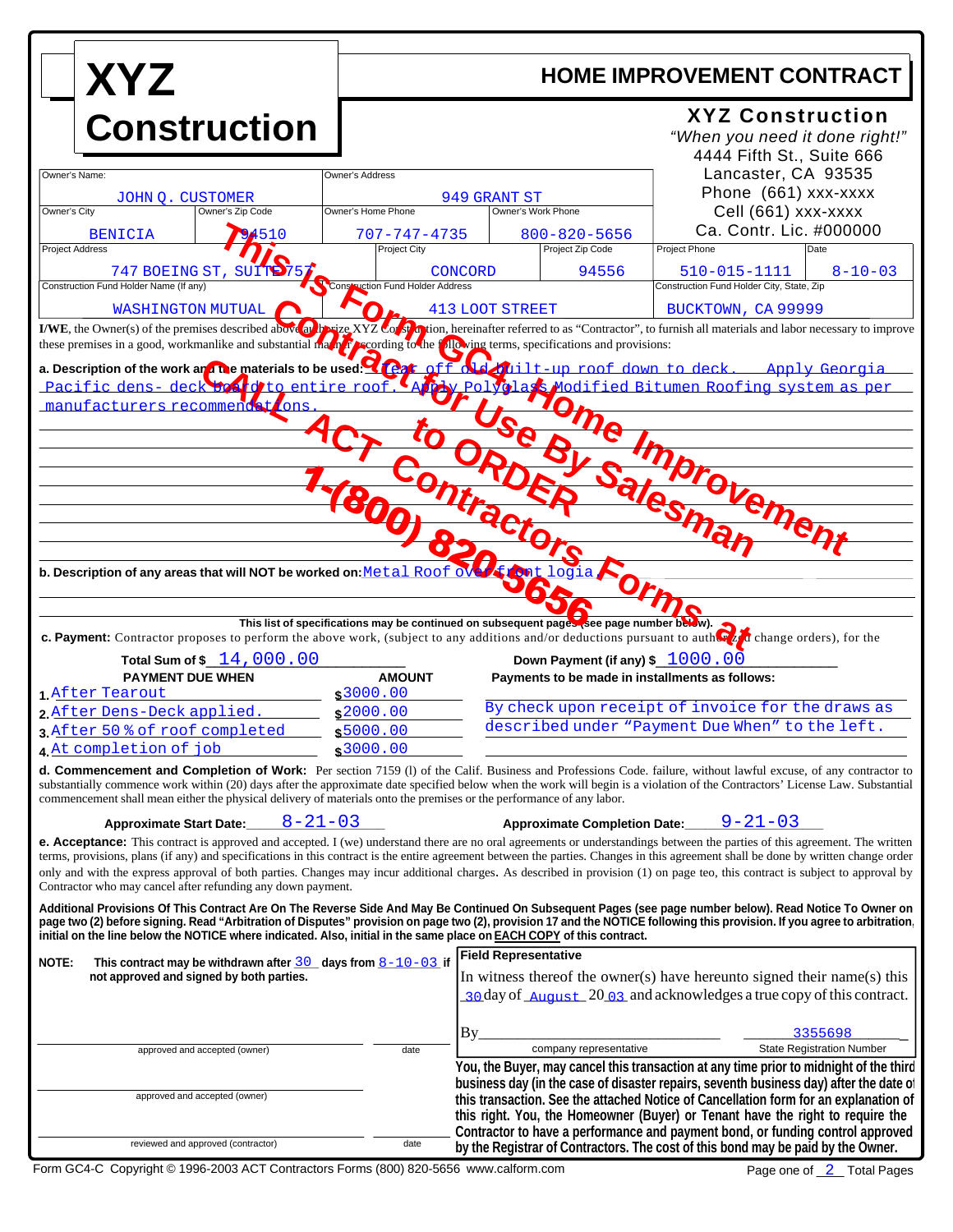# XYZ Construction

## HOME IMPROVEMENT CONTRACT

**XYZ Construction**
*"When you need it done right!"*
4444 Fifth St., Suite 666
Lancaster, CA 93535
Phone (661) xxx-xxxx
Cell (661) xxx-xxxx
Ca. Contr. Lic. #000000

| Owner's Name: | | Owner's Address | |
|---|---|---|---|
| JOHN Q. CUSTOMER | | 949 GRANT ST | |
| **Owner's City** | **Owner's Zip Code** | **Owner's Home Phone** | **Owner's Work Phone** |
| BENICIA | 94510 | 707-747-4735 | 800-820-5656 |

| Project Address | Project City | Project Zip Code | Project Phone | Date |
|---|---|---|---|---|
| 747 BOEING ST, SUITE 757 | CONCORD | 94556 | 510-015-1111 | 8-10-03 |

| Construction Fund Holder Name (If any) | Construction Fund Holder Address | Construction Fund Holder City, State, Zip |
|---|---|---|
| WASHINGTON MUTUAL | 413 LOOT STREET | BUCKTOWN, CA 99999 |

**I/WE**, the Owner(s) of the premises described above authorize XYZ Construction, hereinafter referred to as "Contractor", to furnish all materials and labor necessary to improve these premises in a good, workmanlike and substantial manner according to the following terms, specifications and provisions:

**a. Description of the work and the materials to be used:** Tear off old built-up roof down to deck. Apply Georgia Pacific dens- deck board to entire roof. Apply Polyglass Modified Bitumen Roofing system as per manufacturers recommendations.

**b. Description of any areas that will NOT be worked on:** Metal Roof over front logia

**This list of specifications may be continued on subsequent pages (see page number below).**

**c. Payment:** Contractor proposes to perform the above work, (subject to any additions and/or deductions pursuant to authorized change orders), for the

**Total Sum of $** 14,000.00 **Down Payment (if any) $** 1000.00

| PAYMENT DUE WHEN | AMOUNT |
|---|---|
| 1. After Tearout | $3000.00 |
| 2. After Dens-Deck applied. | $2000.00 |
| 3. After 50 % of roof completed | $5000.00 |
| 4. At completion of job | $3000.00 |

**Payments to be made in installments as follows:**
By check upon receipt of invoice for the draws as described under "Payment Due When" to the left.

**d. Commencement and Completion of Work:** Per section 7159 (l) of the Calif. Business and Professions Code. failure, without lawful excuse, of any contractor to substantially commence work within (20) days after the approximate date specified below when the work will begin is a violation of the Contractors' License Law. Substantial commencement shall mean either the physical delivery of materials onto the premises or the performance of any labor.

**Approximate Start Date:** 8-21-03 **Approximate Completion Date:** 9-21-03

**e. Acceptance:** This contract is approved and accepted. I (we) understand there are no oral agreements or understandings between the parties of this agreement. The written terms, provisions, plans (if any) and specifications in this contract is the entire agreement between the parties. Changes in this agreement shall be done by written change order only and with the express approval of both parties. Changes may incur additional charges. As described in provision (1) on page teo, this contract is subject to approval by Contractor who may cancel after refunding any down payment.

**Additional Provisions Of This Contract Are On The Reverse Side And May Be Continued On Subsequent Pages (see page number below). Read Notice To Owner on page two (2) before signing. Read "Arbitration of Disputes" provision on page two (2), provision 17 and the NOTICE following this provision. If you agree to arbitration, initial on the line below the NOTICE where indicated. Also, initial in the same place on EACH COPY of this contract.**

**NOTE: This contract may be withdrawn after** 30 **days from** 8-10-03 **if not approved and signed by both parties.**

**Field Representative**

In witness thereof the owner(s) have hereunto signed their name(s) this 30 day of August 20 03 and acknowledges a true copy of this contract.

By______________________ 3355698
company representative — State Registration Number

______________________ ________
approved and accepted (owner) — date

______________________
approved and accepted (owner)

______________________ ________
reviewed and approved (contractor) — date

**You, the Buyer, may cancel this transaction at any time prior to midnight of the third business day (in the case of disaster repairs, seventh business day) after the date of this transaction. See the attached Notice of Cancellation form for an explanation of this right. You, the Homeowner (Buyer) or Tenant have the right to require the Contractor to have a performance and payment bond, or funding control approved by the Registrar of Contractors. The cost of this bond may be paid by the Owner.**

This is Form GC4-C Home Improvement Contract for Use By Salesman. CALL ACT Contractors Forms at 1-(800) 820-5656 to ORDER

Form GC4-C Copyright © 1996-2003 ACT Contractors Forms (800) 820-5656 www.calform.com